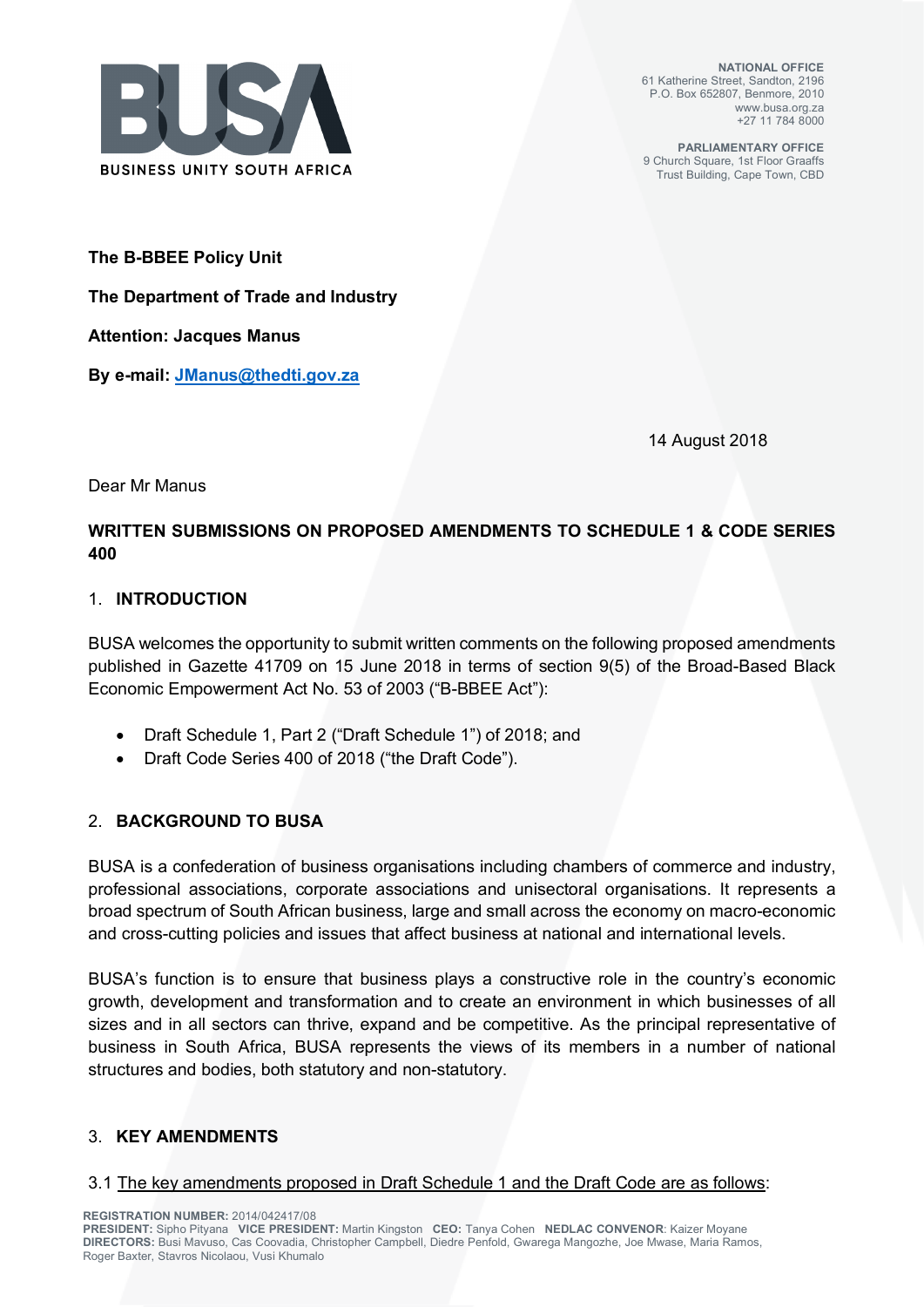BUSA

BUSINESS UNITY SOUTH AFRICA

**NATIONAL OFFICE**
61 Katherine Street, Sandton, 2196
P.O. Box 652807, Benmore, 2010
www.busa.org.za
+27 11 784 8000

**PARLIAMENTARY OFFICE**
9 Church Square, 1st Floor Graaffs
Trust Building, Cape Town, CBD

**The B-BBEE Policy Unit**

**The Department of Trade and Industry**

**Attention: Jacques Manus**

**By e-mail: JManus@thedti.gov.za**

14 August 2018

Dear Mr Manus

**WRITTEN SUBMISSIONS ON PROPOSED AMENDMENTS TO SCHEDULE 1 & CODE SERIES 400**

## 1. INTRODUCTION

BUSA welcomes the opportunity to submit written comments on the following proposed amendments published in Gazette 41709 on 15 June 2018 in terms of section 9(5) of the Broad-Based Black Economic Empowerment Act No. 53 of 2003 ("B-BBEE Act"):

- Draft Schedule 1, Part 2 ("Draft Schedule 1") of 2018; and
- Draft Code Series 400 of 2018 ("the Draft Code").

## 2. BACKGROUND TO BUSA

BUSA is a confederation of business organisations including chambers of commerce and industry, professional associations, corporate associations and unisectoral organisations. It represents a broad spectrum of South African business, large and small across the economy on macro-economic and cross-cutting policies and issues that affect business at national and international levels.

BUSA's function is to ensure that business plays a constructive role in the country's economic growth, development and transformation and to create an environment in which businesses of all sizes and in all sectors can thrive, expand and be competitive. As the principal representative of business in South Africa, BUSA represents the views of its members in a number of national structures and bodies, both statutory and non-statutory.

## 3. KEY AMENDMENTS

3.1 The key amendments proposed in Draft Schedule 1 and the Draft Code are as follows:

**REGISTRATION NUMBER:** 2014/042417/08
**PRESIDENT:** Sipho Pityana **VICE PRESIDENT:** Martin Kingston **CEO:** Tanya Cohen **NEDLAC CONVENOR**: Kaizer Moyane
**DIRECTORS:** Busi Mavuso, Cas Coovadia, Christopher Campbell, Diedre Penfold, Gwarega Mangozhe, Joe Mwase, Maria Ramos, Roger Baxter, Stavros Nicolaou, Vusi Khumalo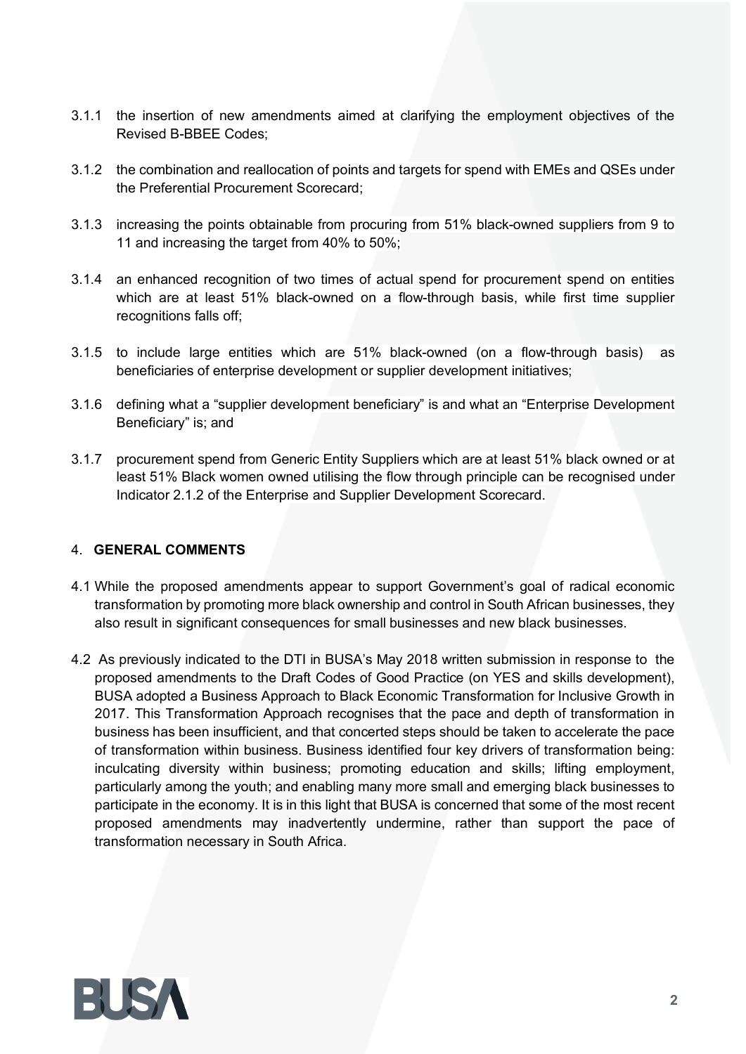3.1.1 the insertion of new amendments aimed at clarifying the employment objectives of the Revised B-BBEE Codes;

3.1.2 the combination and reallocation of points and targets for spend with EMEs and QSEs under the Preferential Procurement Scorecard;

3.1.3 increasing the points obtainable from procuring from 51% black-owned suppliers from 9 to 11 and increasing the target from 40% to 50%;

3.1.4 an enhanced recognition of two times of actual spend for procurement spend on entities which are at least 51% black-owned on a flow-through basis, while first time supplier recognitions falls off;

3.1.5 to include large entities which are 51% black-owned (on a flow-through basis) as beneficiaries of enterprise development or supplier development initiatives;

3.1.6 defining what a "supplier development beneficiary" is and what an "Enterprise Development Beneficiary" is; and

3.1.7 procurement spend from Generic Entity Suppliers which are at least 51% black owned or at least 51% Black women owned utilising the flow through principle can be recognised under Indicator 2.1.2 of the Enterprise and Supplier Development Scorecard.

## 4. GENERAL COMMENTS

4.1 While the proposed amendments appear to support Government's goal of radical economic transformation by promoting more black ownership and control in South African businesses, they also result in significant consequences for small businesses and new black businesses.

4.2 As previously indicated to the DTI in BUSA's May 2018 written submission in response to the proposed amendments to the Draft Codes of Good Practice (on YES and skills development), BUSA adopted a Business Approach to Black Economic Transformation for Inclusive Growth in 2017. This Transformation Approach recognises that the pace and depth of transformation in business has been insufficient, and that concerted steps should be taken to accelerate the pace of transformation within business. Business identified four key drivers of transformation being: inculcating diversity within business; promoting education and skills; lifting employment, particularly among the youth; and enabling many more small and emerging black businesses to participate in the economy. It is in this light that BUSA is concerned that some of the most recent proposed amendments may inadvertently undermine, rather than support the pace of transformation necessary in South Africa.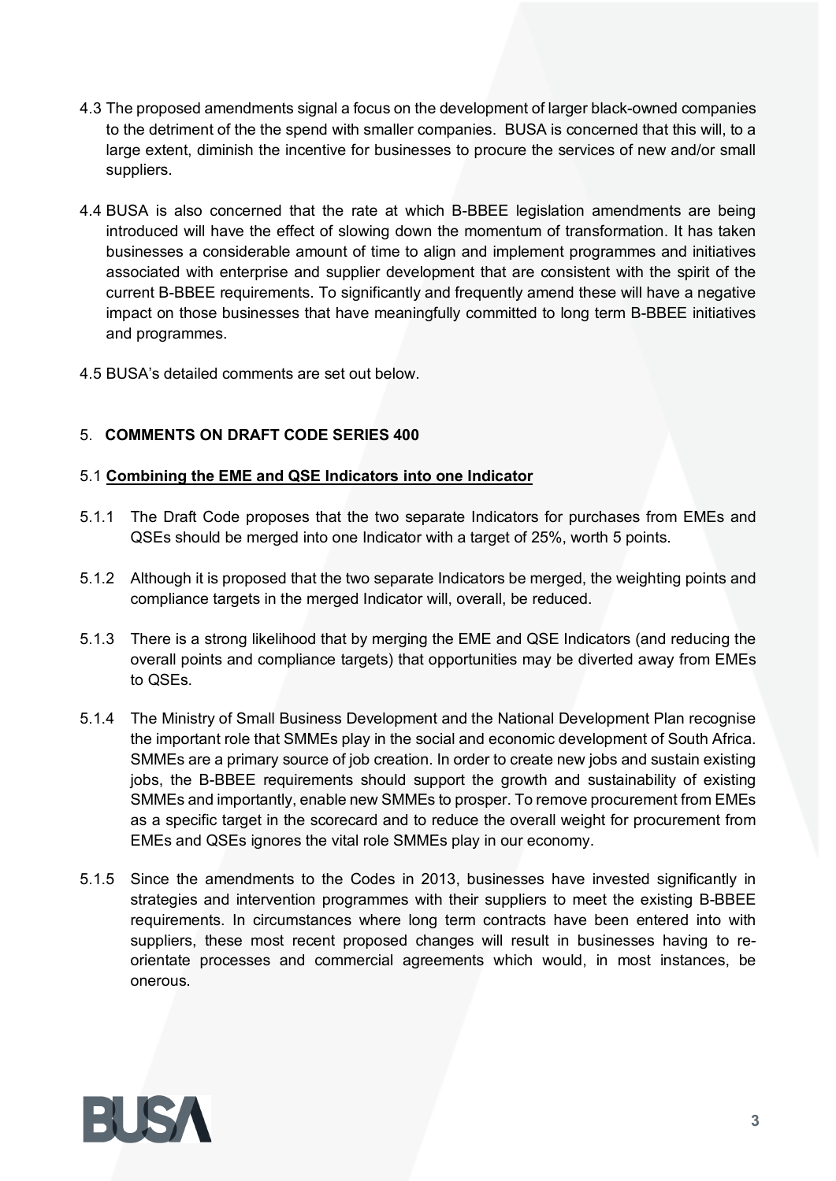4.3 The proposed amendments signal a focus on the development of larger black-owned companies to the detriment of the the spend with smaller companies. BUSA is concerned that this will, to a large extent, diminish the incentive for businesses to procure the services of new and/or small suppliers.

4.4 BUSA is also concerned that the rate at which B-BBEE legislation amendments are being introduced will have the effect of slowing down the momentum of transformation. It has taken businesses a considerable amount of time to align and implement programmes and initiatives associated with enterprise and supplier development that are consistent with the spirit of the current B-BBEE requirements. To significantly and frequently amend these will have a negative impact on those businesses that have meaningfully committed to long term B-BBEE initiatives and programmes.

4.5 BUSA's detailed comments are set out below.

## 5. **COMMENTS ON DRAFT CODE SERIES 400**

### 5.1 **Combining the EME and QSE Indicators into one Indicator**

5.1.1 The Draft Code proposes that the two separate Indicators for purchases from EMEs and QSEs should be merged into one Indicator with a target of 25%, worth 5 points.

5.1.2 Although it is proposed that the two separate Indicators be merged, the weighting points and compliance targets in the merged Indicator will, overall, be reduced.

5.1.3 There is a strong likelihood that by merging the EME and QSE Indicators (and reducing the overall points and compliance targets) that opportunities may be diverted away from EMEs to QSEs.

5.1.4 The Ministry of Small Business Development and the National Development Plan recognise the important role that SMMEs play in the social and economic development of South Africa. SMMEs are a primary source of job creation. In order to create new jobs and sustain existing jobs, the B-BBEE requirements should support the growth and sustainability of existing SMMEs and importantly, enable new SMMEs to prosper. To remove procurement from EMEs as a specific target in the scorecard and to reduce the overall weight for procurement from EMEs and QSEs ignores the vital role SMMEs play in our economy.

5.1.5 Since the amendments to the Codes in 2013, businesses have invested significantly in strategies and intervention programmes with their suppliers to meet the existing B-BBEE requirements. In circumstances where long term contracts have been entered into with suppliers, these most recent proposed changes will result in businesses having to re-orientate processes and commercial agreements which would, in most instances, be onerous.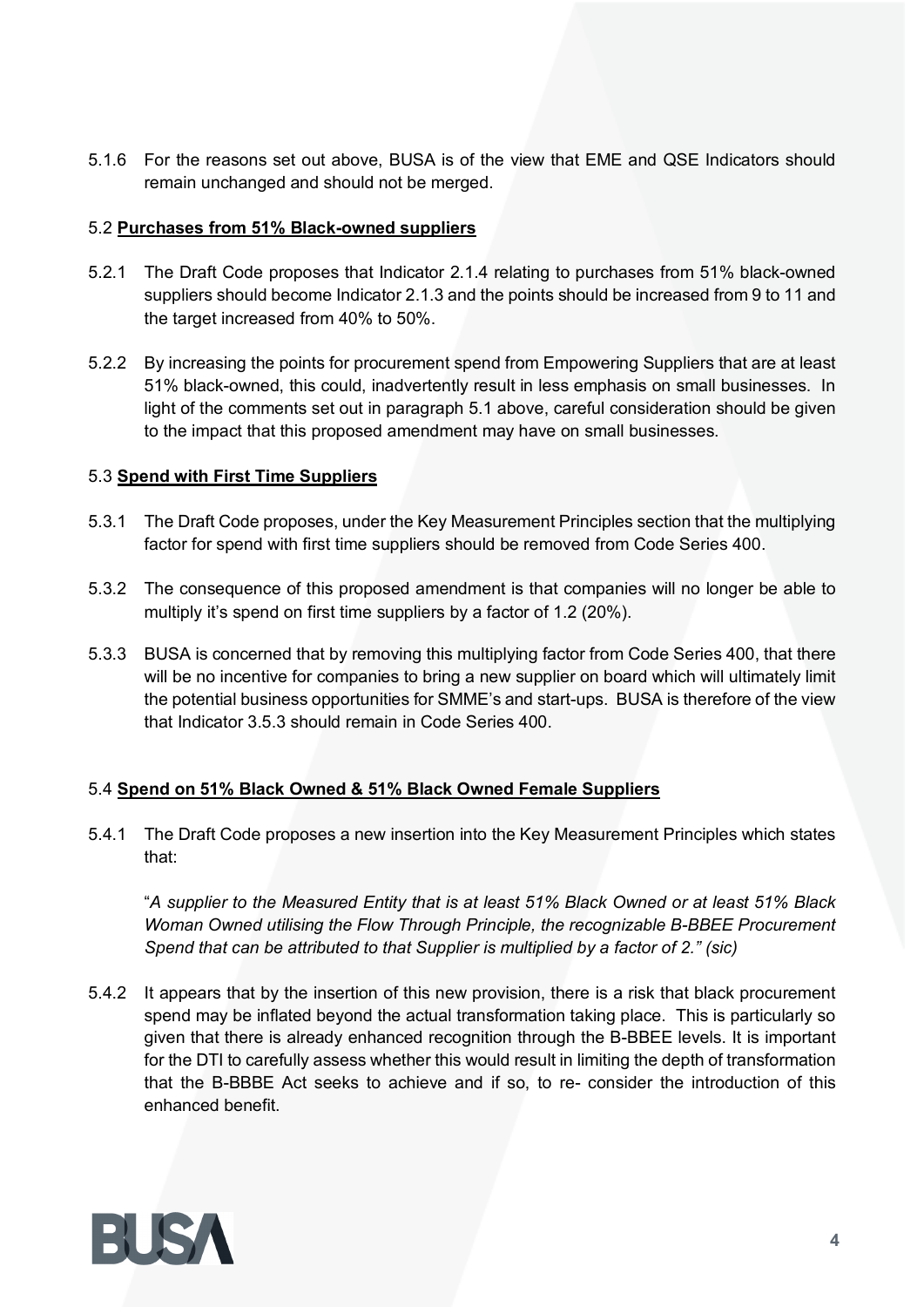5.1.6 For the reasons set out above, BUSA is of the view that EME and QSE Indicators should remain unchanged and should not be merged.

5.2 **Purchases from 51% Black-owned suppliers**

5.2.1 The Draft Code proposes that Indicator 2.1.4 relating to purchases from 51% black-owned suppliers should become Indicator 2.1.3 and the points should be increased from 9 to 11 and the target increased from 40% to 50%.

5.2.2 By increasing the points for procurement spend from Empowering Suppliers that are at least 51% black-owned, this could, inadvertently result in less emphasis on small businesses. In light of the comments set out in paragraph 5.1 above, careful consideration should be given to the impact that this proposed amendment may have on small businesses.

5.3 **Spend with First Time Suppliers**

5.3.1 The Draft Code proposes, under the Key Measurement Principles section that the multiplying factor for spend with first time suppliers should be removed from Code Series 400.

5.3.2 The consequence of this proposed amendment is that companies will no longer be able to multiply it's spend on first time suppliers by a factor of 1.2 (20%).

5.3.3 BUSA is concerned that by removing this multiplying factor from Code Series 400, that there will be no incentive for companies to bring a new supplier on board which will ultimately limit the potential business opportunities for SMME's and start-ups. BUSA is therefore of the view that Indicator 3.5.3 should remain in Code Series 400.

5.4 **Spend on 51% Black Owned & 51% Black Owned Female Suppliers**

5.4.1 The Draft Code proposes a new insertion into the Key Measurement Principles which states that:

"*A supplier to the Measured Entity that is at least 51% Black Owned or at least 51% Black Woman Owned utilising the Flow Through Principle, the recognizable B-BBEE Procurement Spend that can be attributed to that Supplier is multiplied by a factor of 2." (sic)*

5.4.2 It appears that by the insertion of this new provision, there is a risk that black procurement spend may be inflated beyond the actual transformation taking place. This is particularly so given that there is already enhanced recognition through the B-BBEE levels. It is important for the DTI to carefully assess whether this would result in limiting the depth of transformation that the B-BBBE Act seeks to achieve and if so, to re- consider the introduction of this enhanced benefit.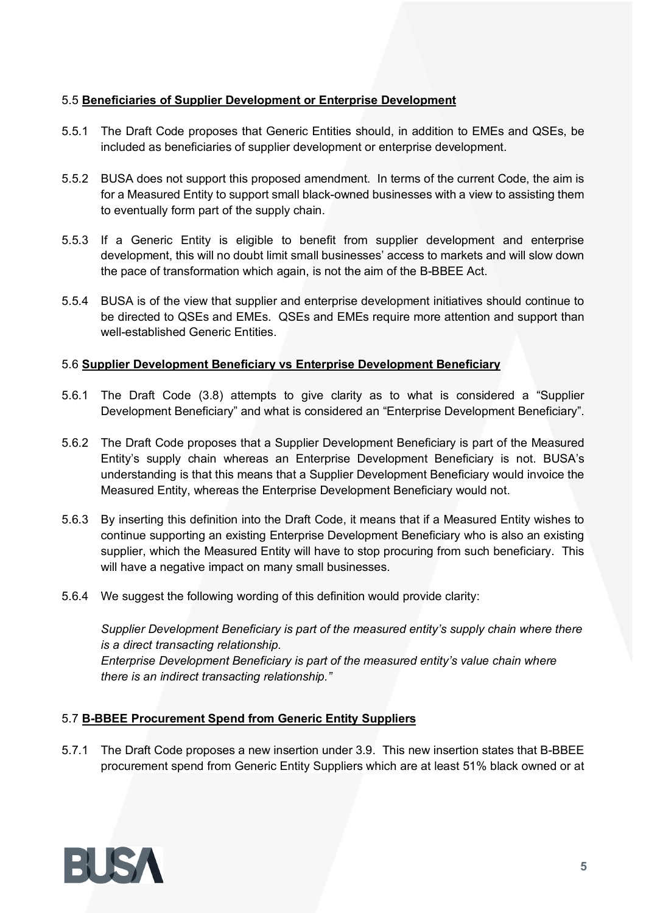5.5 **Beneficiaries of Supplier Development or Enterprise Development**

5.5.1 The Draft Code proposes that Generic Entities should, in addition to EMEs and QSEs, be included as beneficiaries of supplier development or enterprise development.

5.5.2 BUSA does not support this proposed amendment. In terms of the current Code, the aim is for a Measured Entity to support small black-owned businesses with a view to assisting them to eventually form part of the supply chain.

5.5.3 If a Generic Entity is eligible to benefit from supplier development and enterprise development, this will no doubt limit small businesses' access to markets and will slow down the pace of transformation which again, is not the aim of the B-BBEE Act.

5.5.4 BUSA is of the view that supplier and enterprise development initiatives should continue to be directed to QSEs and EMEs. QSEs and EMEs require more attention and support than well-established Generic Entities.

5.6 **Supplier Development Beneficiary vs Enterprise Development Beneficiary**

5.6.1 The Draft Code (3.8) attempts to give clarity as to what is considered a "Supplier Development Beneficiary" and what is considered an "Enterprise Development Beneficiary".

5.6.2 The Draft Code proposes that a Supplier Development Beneficiary is part of the Measured Entity's supply chain whereas an Enterprise Development Beneficiary is not. BUSA's understanding is that this means that a Supplier Development Beneficiary would invoice the Measured Entity, whereas the Enterprise Development Beneficiary would not.

5.6.3 By inserting this definition into the Draft Code, it means that if a Measured Entity wishes to continue supporting an existing Enterprise Development Beneficiary who is also an existing supplier, which the Measured Entity will have to stop procuring from such beneficiary. This will have a negative impact on many small businesses.

5.6.4 We suggest the following wording of this definition would provide clarity:

*Supplier Development Beneficiary is part of the measured entity's supply chain where there is a direct transacting relationship.*
*Enterprise Development Beneficiary is part of the measured entity's value chain where there is an indirect transacting relationship."*

5.7 **B-BBEE Procurement Spend from Generic Entity Suppliers**

5.7.1 The Draft Code proposes a new insertion under 3.9. This new insertion states that B-BBEE procurement spend from Generic Entity Suppliers which are at least 51% black owned or at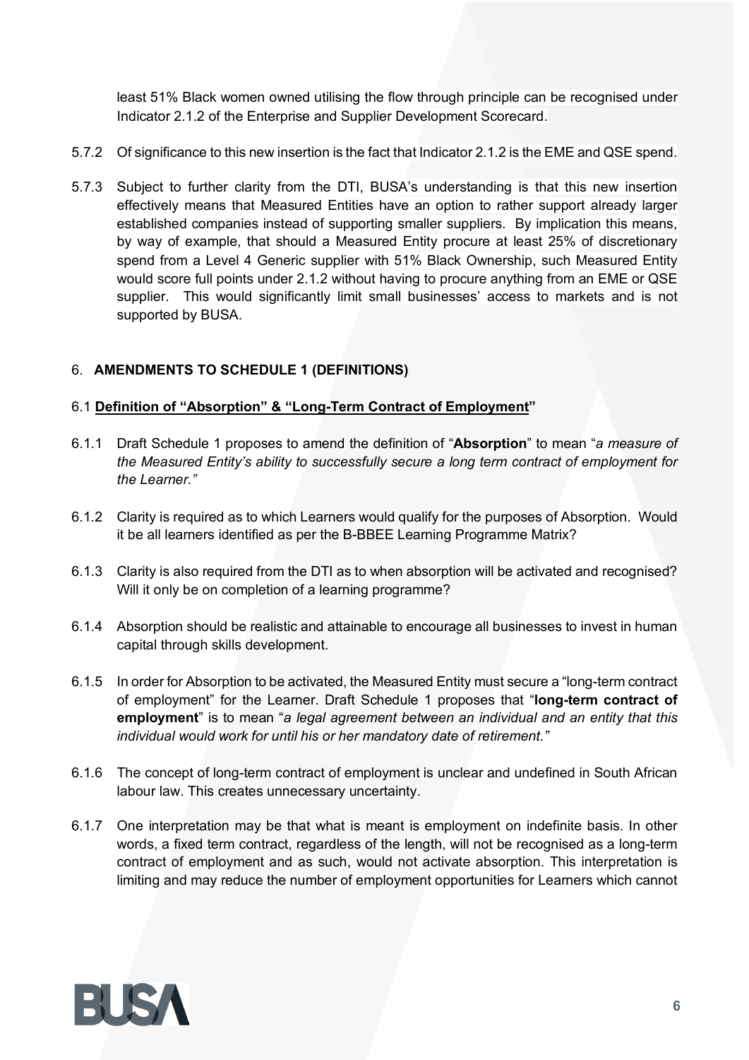least 51% Black women owned utilising the flow through principle can be recognised under Indicator 2.1.2 of the Enterprise and Supplier Development Scorecard.

5.7.2 Of significance to this new insertion is the fact that Indicator 2.1.2 is the EME and QSE spend.

5.7.3 Subject to further clarity from the DTI, BUSA's understanding is that this new insertion effectively means that Measured Entities have an option to rather support already larger established companies instead of supporting smaller suppliers. By implication this means, by way of example, that should a Measured Entity procure at least 25% of discretionary spend from a Level 4 Generic supplier with 51% Black Ownership, such Measured Entity would score full points under 2.1.2 without having to procure anything from an EME or QSE supplier. This would significantly limit small businesses' access to markets and is not supported by BUSA.

## 6. AMENDMENTS TO SCHEDULE 1 (DEFINITIONS)

### 6.1 Definition of "Absorption" & "Long-Term Contract of Employment"

6.1.1 Draft Schedule 1 proposes to amend the definition of "**Absorption**" to mean "*a measure of the Measured Entity's ability to successfully secure a long term contract of employment for the Learner.*"

6.1.2 Clarity is required as to which Learners would qualify for the purposes of Absorption. Would it be all learners identified as per the B-BBEE Learning Programme Matrix?

6.1.3 Clarity is also required from the DTI as to when absorption will be activated and recognised? Will it only be on completion of a learning programme?

6.1.4 Absorption should be realistic and attainable to encourage all businesses to invest in human capital through skills development.

6.1.5 In order for Absorption to be activated, the Measured Entity must secure a "long-term contract of employment" for the Learner. Draft Schedule 1 proposes that "**long-term contract of employment**" is to mean "*a legal agreement between an individual and an entity that this individual would work for until his or her mandatory date of retirement.*"

6.1.6 The concept of long-term contract of employment is unclear and undefined in South African labour law. This creates unnecessary uncertainty.

6.1.7 One interpretation may be that what is meant is employment on indefinite basis. In other words, a fixed term contract, regardless of the length, will not be recognised as a long-term contract of employment and as such, would not activate absorption. This interpretation is limiting and may reduce the number of employment opportunities for Learners which cannot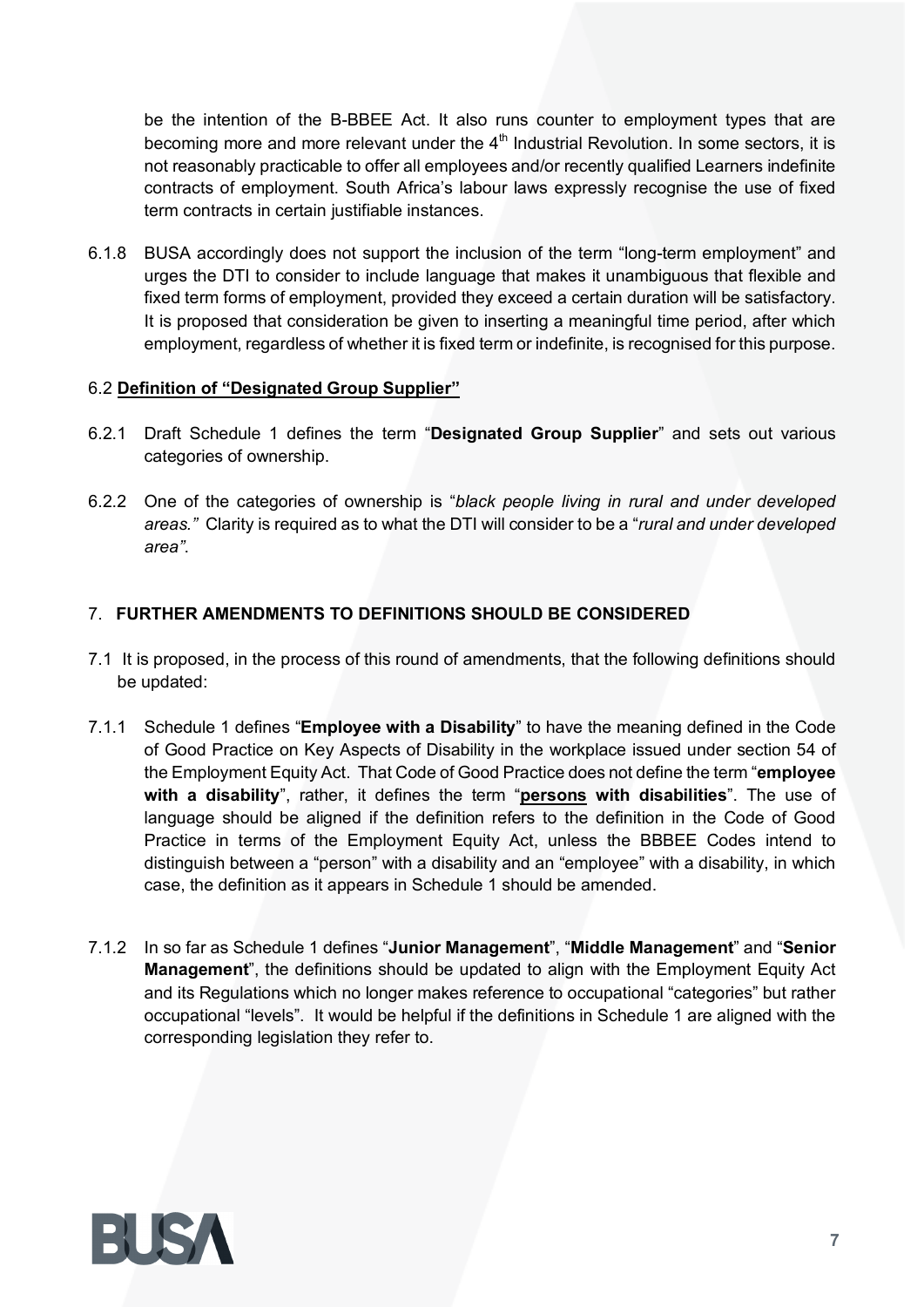be the intention of the B-BBEE Act. It also runs counter to employment types that are becoming more and more relevant under the 4th Industrial Revolution. In some sectors, it is not reasonably practicable to offer all employees and/or recently qualified Learners indefinite contracts of employment. South Africa's labour laws expressly recognise the use of fixed term contracts in certain justifiable instances.

6.1.8 BUSA accordingly does not support the inclusion of the term "long-term employment" and urges the DTI to consider to include language that makes it unambiguous that flexible and fixed term forms of employment, provided they exceed a certain duration will be satisfactory. It is proposed that consideration be given to inserting a meaningful time period, after which employment, regardless of whether it is fixed term or indefinite, is recognised for this purpose.

### 6.2 **Definition of "Designated Group Supplier"**

6.2.1 Draft Schedule 1 defines the term "**Designated Group Supplier**" and sets out various categories of ownership.

6.2.2 One of the categories of ownership is "*black people living in rural and under developed areas.*" Clarity is required as to what the DTI will consider to be a "*rural and under developed area"*.

## 7. **FURTHER AMENDMENTS TO DEFINITIONS SHOULD BE CONSIDERED**

7.1 It is proposed, in the process of this round of amendments, that the following definitions should be updated:

7.1.1 Schedule 1 defines "**Employee with a Disability**" to have the meaning defined in the Code of Good Practice on Key Aspects of Disability in the workplace issued under section 54 of the Employment Equity Act. That Code of Good Practice does not define the term "**employee with a disability**", rather, it defines the term "**persons with disabilities**". The use of language should be aligned if the definition refers to the definition in the Code of Good Practice in terms of the Employment Equity Act, unless the BBBEE Codes intend to distinguish between a "person" with a disability and an "employee" with a disability, in which case, the definition as it appears in Schedule 1 should be amended.

7.1.2 In so far as Schedule 1 defines "**Junior Management**", "**Middle Management**" and "**Senior Management**", the definitions should be updated to align with the Employment Equity Act and its Regulations which no longer makes reference to occupational "categories" but rather occupational "levels". It would be helpful if the definitions in Schedule 1 are aligned with the corresponding legislation they refer to.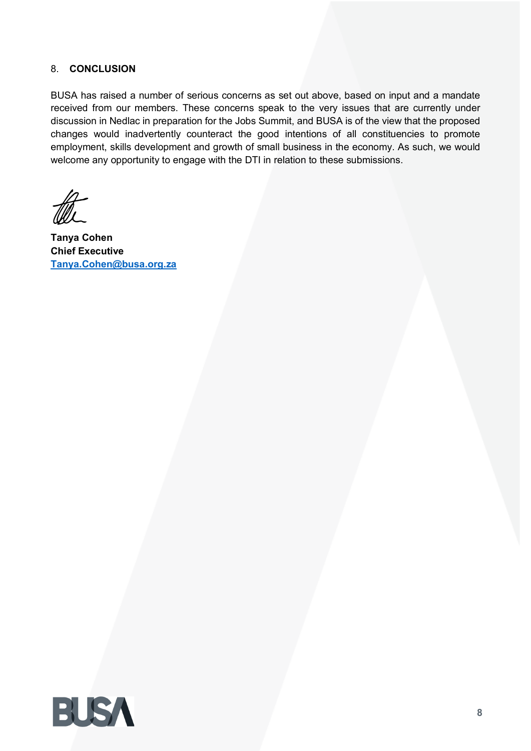## 8. CONCLUSION

BUSA has raised a number of serious concerns as set out above, based on input and a mandate received from our members. These concerns speak to the very issues that are currently under discussion in Nedlac in preparation for the Jobs Summit, and BUSA is of the view that the proposed changes would inadvertently counteract the good intentions of all constituencies to promote employment, skills development and growth of small business in the economy. As such, we would welcome any opportunity to engage with the DTI in relation to these submissions.

**Tanya Cohen**
**Chief Executive**
**Tanya.Cohen@busa.org.za**